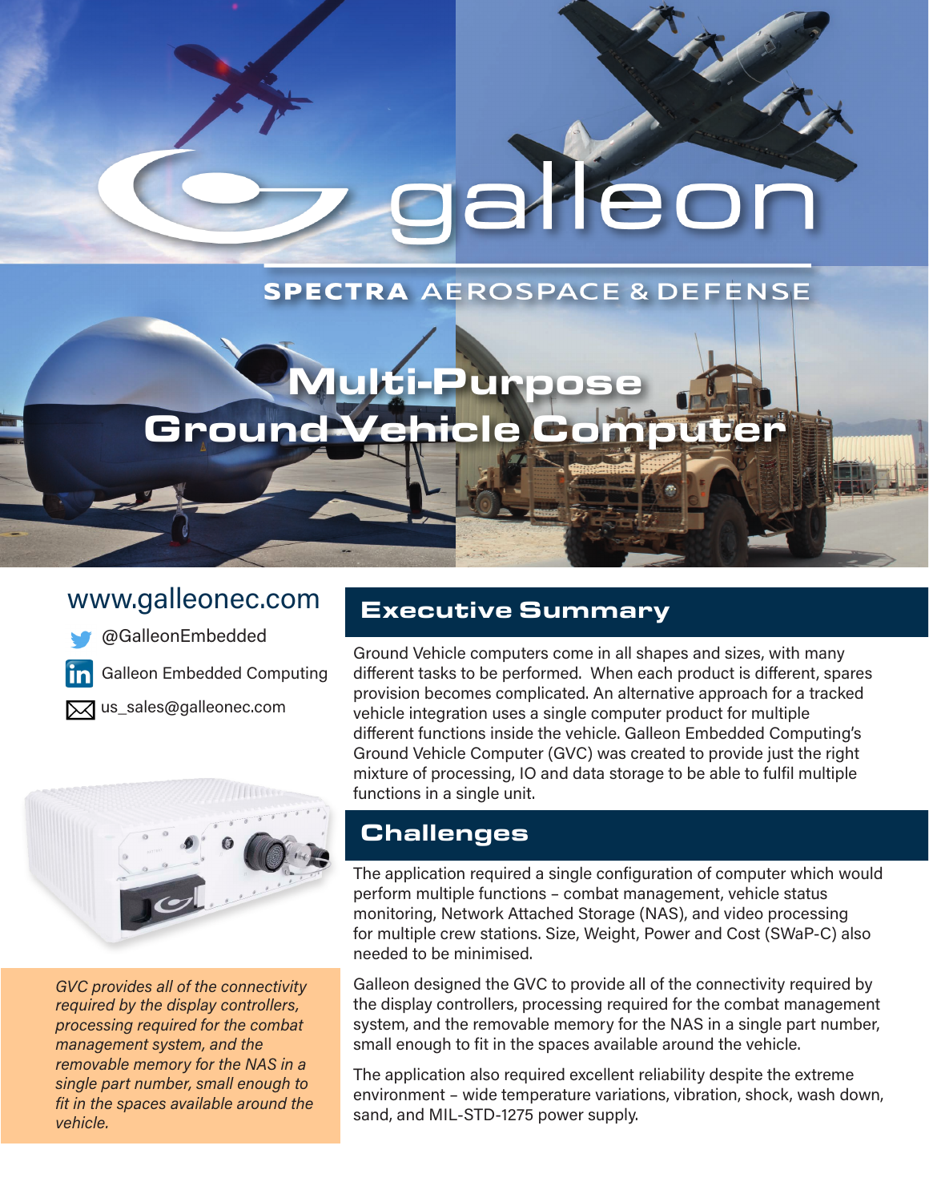# galleon

SPECTRA AEROSPACE & DEFENSE

# Multi-Purpose Ground Vehicle Computer

www.galleonec.com

@GalleonEmbedded

Galleon Embedded Computing

us_sales@galleonec.com

*GVC provides all of the connectivity required by the display controllers, processing required for the combat management system, and the removable memory for the NAS in a single part number, small enough to fit in the spaces available around the vehicle.*

## Executive Summary

Ground Vehicle computers come in all shapes and sizes, with many different tasks to be performed. When each product is different, spares provision becomes complicated. An alternative approach for a tracked vehicle integration uses a single computer product for multiple different functions inside the vehicle. Galleon Embedded Computing's Ground Vehicle Computer (GVC) was created to provide just the right mixture of processing, IO and data storage to be able to fulfil multiple functions in a single unit.

## Challenges

The application required a single configuration of computer which would perform multiple functions – combat management, vehicle status monitoring, Network Attached Storage (NAS), and video processing for multiple crew stations. Size, Weight, Power and Cost (SWaP-C) also needed to be minimised.

Galleon designed the GVC to provide all of the connectivity required by the display controllers, processing required for the combat management system, and the removable memory for the NAS in a single part number, small enough to fit in the spaces available around the vehicle.

The application also required excellent reliability despite the extreme environment – wide temperature variations, vibration, shock, wash down, sand, and MIL-STD-1275 power supply.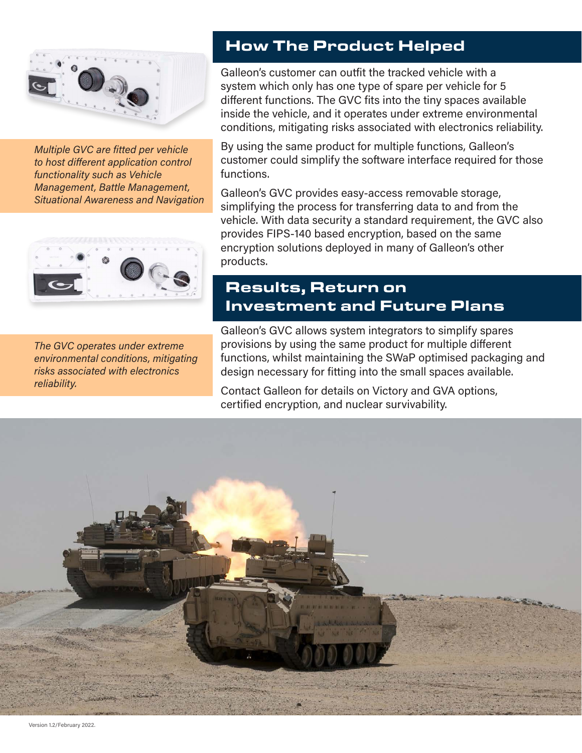*Multiple GVC are fitted per vehicle to host different application control functionality such as Vehicle Management, Battle Management, Situational Awareness and Navigation*

*The GVC operates under extreme environmental conditions, mitigating risks associated with electronics reliability.*

## How The Product Helped

Galleon's customer can outfit the tracked vehicle with a system which only has one type of spare per vehicle for 5 different functions. The GVC fits into the tiny spaces available inside the vehicle, and it operates under extreme environmental conditions, mitigating risks associated with electronics reliability.

By using the same product for multiple functions, Galleon's customer could simplify the software interface required for those functions.

Galleon's GVC provides easy-access removable storage, simplifying the process for transferring data to and from the vehicle. With data security a standard requirement, the GVC also provides FIPS-140 based encryption, based on the same encryption solutions deployed in many of Galleon's other products.

## Results, Return on Investment and Future Plans

Galleon's GVC allows system integrators to simplify spares provisions by using the same product for multiple different functions, whilst maintaining the SWaP optimised packaging and design necessary for fitting into the small spaces available.

Contact Galleon for details on Victory and GVA options, certified encryption, and nuclear survivability.

Version 1.2/February 2022.